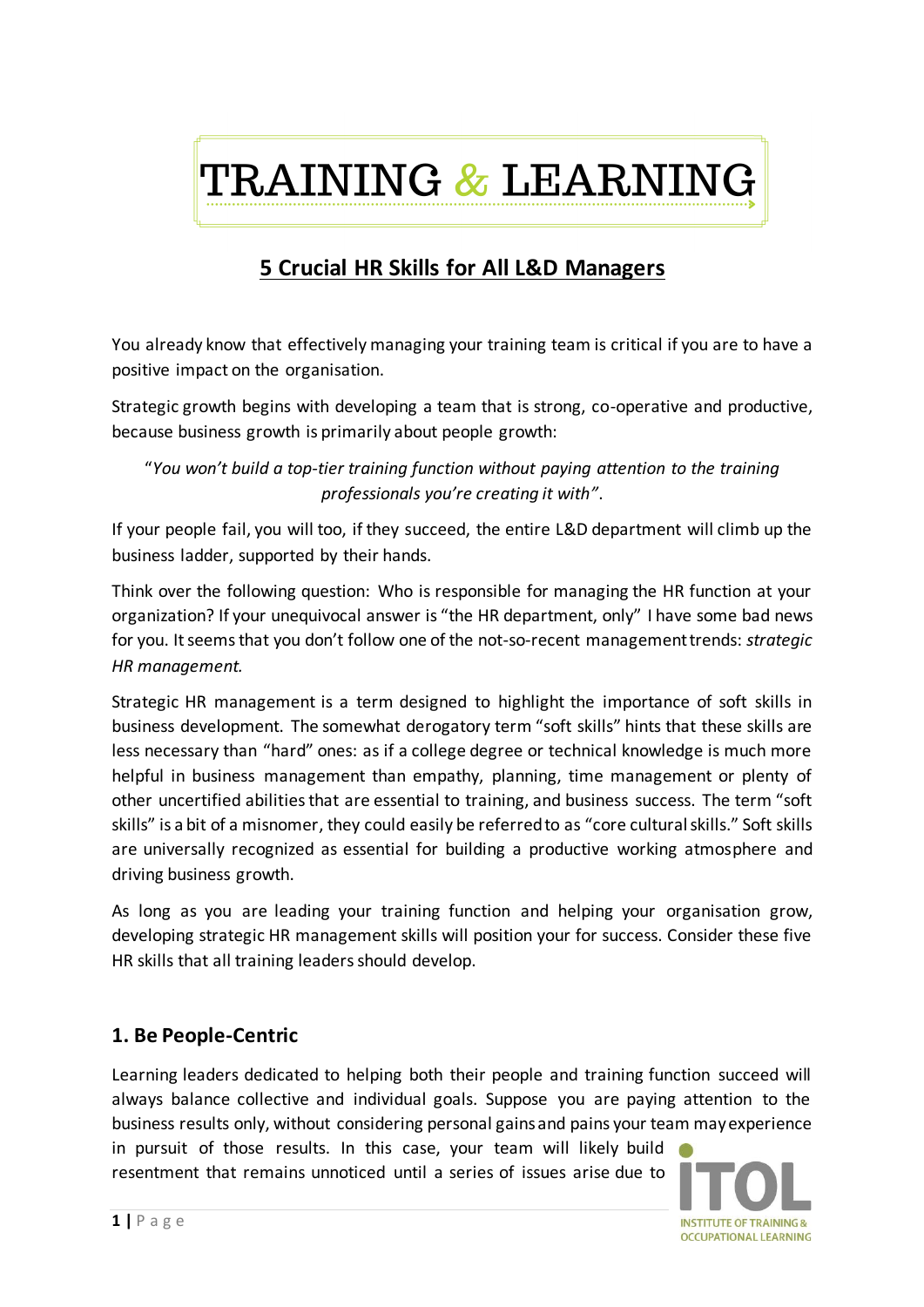# TRAINING & LEARNING

## 5 Crucial HR Skills for All L&D Managers

You already know that effectively managing your training team is critical if you are to have a positive impact on the organisation.

Strategic growth begins with developing a team that is strong, co-operative and productive, because business growth is primarily about people growth:

> "*You won't build a top-tier training function without paying attention to the training professionals you're creating it with*".

If your people fail, you will too, if they succeed, the entire L&D department will climb up the business ladder, supported by their hands.

Think over the following question: Who is responsible for managing the HR function at your organization? If your unequivocal answer is "the HR department, only" I have some bad news for you. It seems that you don't follow one of the not-so-recent management trends: *strategic HR management.*

Strategic HR management is a term designed to highlight the importance of soft skills in business development. The somewhat derogatory term "soft skills" hints that these skills are less necessary than "hard" ones: as if a college degree or technical knowledge is much more helpful in business management than empathy, planning, time management or plenty of other uncertified abilities that are essential to training, and business success. The term "soft skills" is a bit of a misnomer, they could easily be referred to as "core cultural skills." Soft skills are universally recognized as essential for building a productive working atmosphere and driving business growth.

As long as you are leading your training function and helping your organisation grow, developing strategic HR management skills will position your for success. Consider these five HR skills that all training leaders should develop.

### 1. Be People-Centric

Learning leaders dedicated to helping both their people and training function succeed will always balance collective and individual goals. Suppose you are paying attention to the business results only, without considering personal gains and pains your team may experience in pursuit of those results. In this case, your team will likely build resentment that remains unnoticed until a series of issues arise due to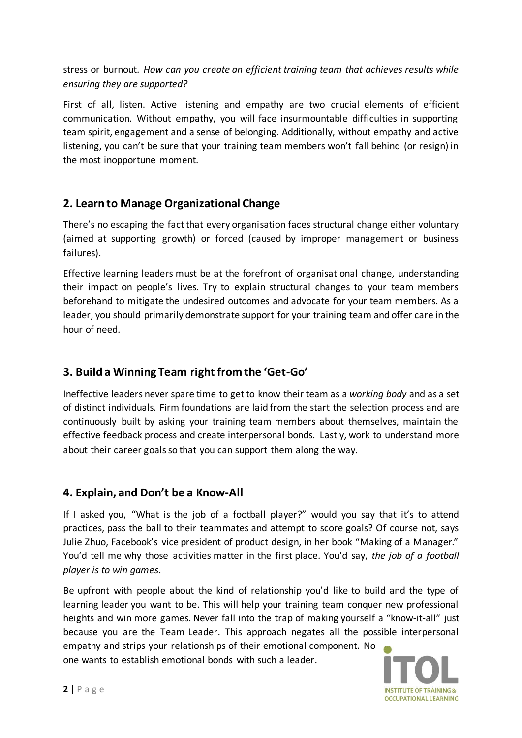stress or burnout. *How can you create an efficient training team that achieves results while ensuring they are supported?*

First of all, listen. Active listening and empathy are two crucial elements of efficient communication. Without empathy, you will face insurmountable difficulties in supporting team spirit, engagement and a sense of belonging. Additionally, without empathy and active listening, you can't be sure that your training team members won't fall behind (or resign) in the most inopportune moment.

## 2. Learn to Manage Organizational Change

There's no escaping the fact that every organisation faces structural change either voluntary (aimed at supporting growth) or forced (caused by improper management or business failures).

Effective learning leaders must be at the forefront of organisational change, understanding their impact on people's lives. Try to explain structural changes to your team members beforehand to mitigate the undesired outcomes and advocate for your team members. As a leader, you should primarily demonstrate support for your training team and offer care in the hour of need.

## 3. Build a Winning Team right from the 'Get-Go'

Ineffective leaders never spare time to get to know their team as a *working body* and as a set of distinct individuals. Firm foundations are laid from the start the selection process and are continuously built by asking your training team members about themselves, maintain the effective feedback process and create interpersonal bonds. Lastly, work to understand more about their career goals so that you can support them along the way.

## 4. Explain, and Don't be a Know-All

If I asked you, "What is the job of a football player?" would you say that it's to attend practices, pass the ball to their teammates and attempt to score goals? Of course not, says Julie Zhuo, Facebook's vice president of product design, in her book "Making of a Manager." You'd tell me why those activities matter in the first place. You'd say, *the job of a football player is to win games*.

Be upfront with people about the kind of relationship you'd like to build and the type of learning leader you want to be. This will help your training team conquer new professional heights and win more games. Never fall into the trap of making yourself a "know-it-all" just because you are the Team Leader. This approach negates all the possible interpersonal empathy and strips your relationships of their emotional component. No one wants to establish emotional bonds with such a leader.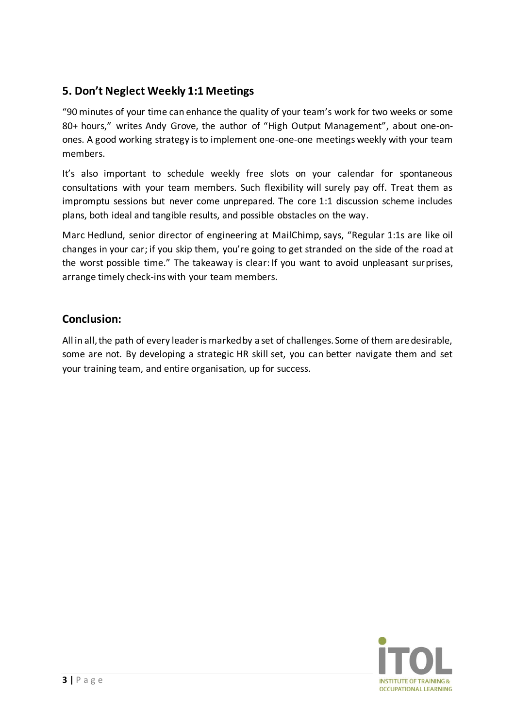## 5. Don't Neglect Weekly 1:1 Meetings

"90 minutes of your time can enhance the quality of your team's work for two weeks or some 80+ hours," writes Andy Grove, the author of "High Output Management", about one-on-ones. A good working strategy is to implement one-one-one meetings weekly with your team members.

It's also important to schedule weekly free slots on your calendar for spontaneous consultations with your team members. Such flexibility will surely pay off. Treat them as impromptu sessions but never come unprepared. The core 1:1 discussion scheme includes plans, both ideal and tangible results, and possible obstacles on the way.

Marc Hedlund, senior director of engineering at MailChimp, says, "Regular 1:1s are like oil changes in your car; if you skip them, you're going to get stranded on the side of the road at the worst possible time." The takeaway is clear: If you want to avoid unpleasant surprises, arrange timely check-ins with your team members.

## Conclusion:

All in all, the path of every leader is marked by a set of challenges. Some of them are desirable, some are not. By developing a strategic HR skill set, you can better navigate them and set your training team, and entire organisation, up for success.